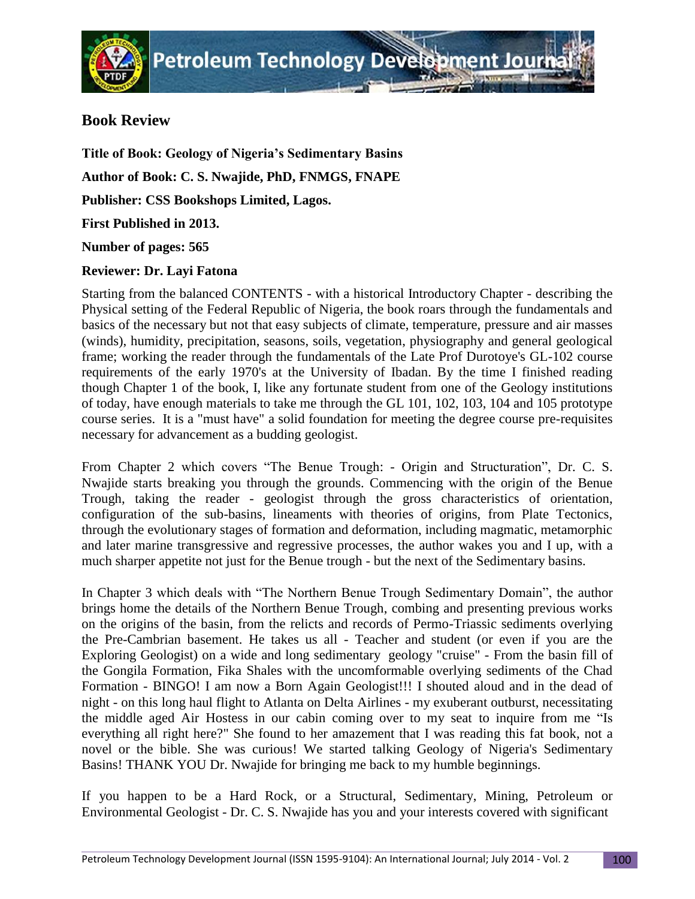## Book Review

**Title of Book: Geology of Nigeria's Sedimentary Basins**

**Author of Book: C. S. Nwajide, PhD, FNMGS, FNAPE**

**Publisher: CSS Bookshops Limited, Lagos.**

**First Published in 2013.**

**Number of pages: 565**

**Reviewer: Dr. Layi Fatona**

Starting from the balanced CONTENTS - with a historical Introductory Chapter - describing the Physical setting of the Federal Republic of Nigeria, the book roars through the fundamentals and basics of the necessary but not that easy subjects of climate, temperature, pressure and air masses (winds), humidity, precipitation, seasons, soils, vegetation, physiography and general geological frame; working the reader through the fundamentals of the Late Prof Durotoye's GL-102 course requirements of the early 1970's at the University of Ibadan. By the time I finished reading though Chapter 1 of the book, I, like any fortunate student from one of the Geology institutions of today, have enough materials to take me through the GL 101, 102, 103, 104 and 105 prototype course series. It is a "must have" a solid foundation for meeting the degree course pre-requisites necessary for advancement as a budding geologist.

From Chapter 2 which covers "The Benue Trough: - Origin and Structuration", Dr. C. S. Nwajide starts breaking you through the grounds. Commencing with the origin of the Benue Trough, taking the reader - geologist through the gross characteristics of orientation, configuration of the sub-basins, lineaments with theories of origins, from Plate Tectonics, through the evolutionary stages of formation and deformation, including magmatic, metamorphic and later marine transgressive and regressive processes, the author wakes you and I up, with a much sharper appetite not just for the Benue trough - but the next of the Sedimentary basins.

In Chapter 3 which deals with "The Northern Benue Trough Sedimentary Domain", the author brings home the details of the Northern Benue Trough, combing and presenting previous works on the origins of the basin, from the relicts and records of Permo-Triassic sediments overlying the Pre-Cambrian basement. He takes us all - Teacher and student (or even if you are the Exploring Geologist) on a wide and long sedimentary geology "cruise" - From the basin fill of the Gongila Formation, Fika Shales with the uncomformable overlying sediments of the Chad Formation - BINGO! I am now a Born Again Geologist!!! I shouted aloud and in the dead of night - on this long haul flight to Atlanta on Delta Airlines - my exuberant outburst, necessitating the middle aged Air Hostess in our cabin coming over to my seat to inquire from me "Is everything all right here?" She found to her amazement that I was reading this fat book, not a novel or the bible. She was curious! We started talking Geology of Nigeria's Sedimentary Basins! THANK YOU Dr. Nwajide for bringing me back to my humble beginnings.

If you happen to be a Hard Rock, or a Structural, Sedimentary, Mining, Petroleum or Environmental Geologist - Dr. C. S. Nwajide has you and your interests covered with significant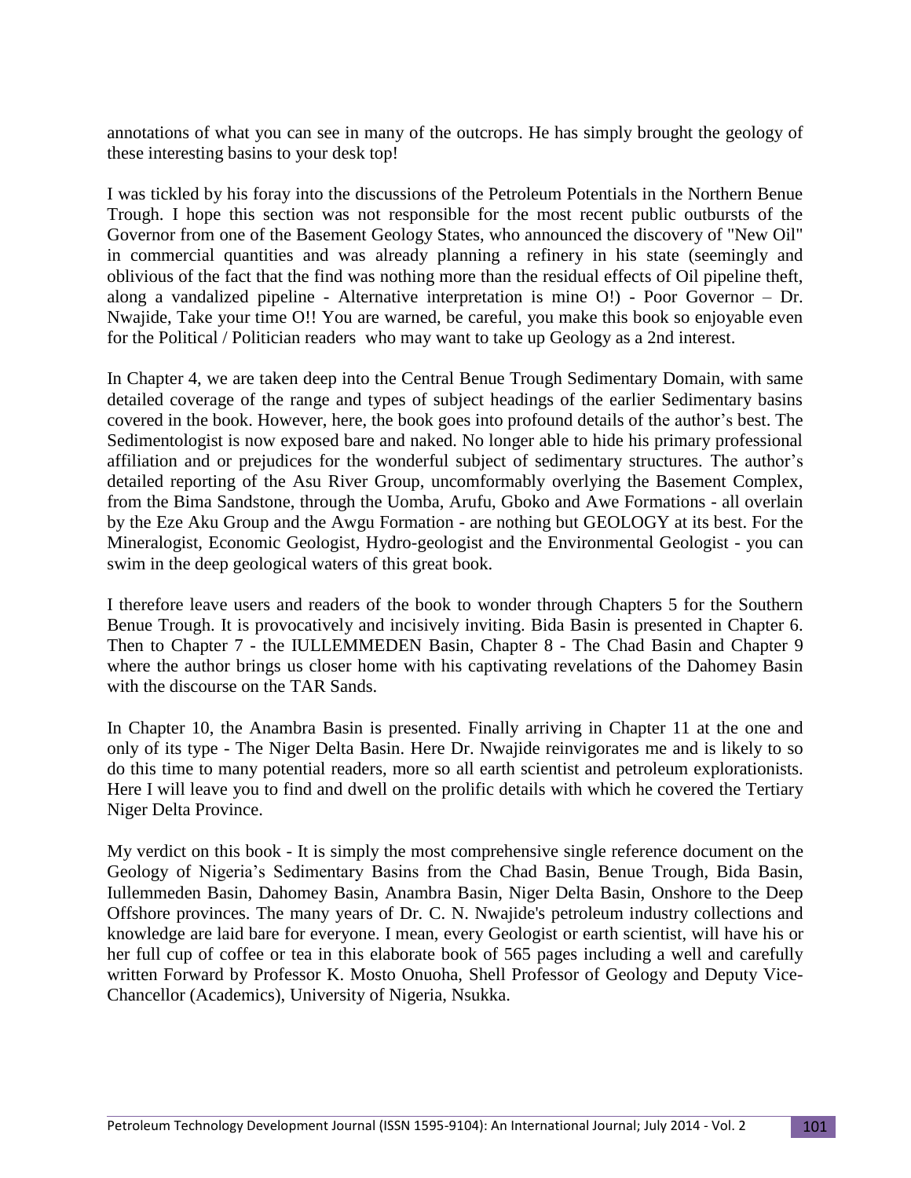annotations of what you can see in many of the outcrops. He has simply brought the geology of these interesting basins to your desk top!

I was tickled by his foray into the discussions of the Petroleum Potentials in the Northern Benue Trough. I hope this section was not responsible for the most recent public outbursts of the Governor from one of the Basement Geology States, who announced the discovery of "New Oil" in commercial quantities and was already planning a refinery in his state (seemingly and oblivious of the fact that the find was nothing more than the residual effects of Oil pipeline theft, along a vandalized pipeline - Alternative interpretation is mine O!) - Poor Governor – Dr. Nwajide, Take your time O!! You are warned, be careful, you make this book so enjoyable even for the Political / Politician readers who may want to take up Geology as a 2nd interest.

In Chapter 4, we are taken deep into the Central Benue Trough Sedimentary Domain, with same detailed coverage of the range and types of subject headings of the earlier Sedimentary basins covered in the book. However, here, the book goes into profound details of the author's best. The Sedimentologist is now exposed bare and naked. No longer able to hide his primary professional affiliation and or prejudices for the wonderful subject of sedimentary structures. The author's detailed reporting of the Asu River Group, uncomformably overlying the Basement Complex, from the Bima Sandstone, through the Uomba, Arufu, Gboko and Awe Formations - all overlain by the Eze Aku Group and the Awgu Formation - are nothing but GEOLOGY at its best. For the Mineralogist, Economic Geologist, Hydro-geologist and the Environmental Geologist - you can swim in the deep geological waters of this great book.

I therefore leave users and readers of the book to wonder through Chapters 5 for the Southern Benue Trough. It is provocatively and incisively inviting. Bida Basin is presented in Chapter 6. Then to Chapter 7 - the IULLEMMEDEN Basin, Chapter 8 - The Chad Basin and Chapter 9 where the author brings us closer home with his captivating revelations of the Dahomey Basin with the discourse on the TAR Sands.

In Chapter 10, the Anambra Basin is presented. Finally arriving in Chapter 11 at the one and only of its type - The Niger Delta Basin. Here Dr. Nwajide reinvigorates me and is likely to so do this time to many potential readers, more so all earth scientist and petroleum explorationists. Here I will leave you to find and dwell on the prolific details with which he covered the Tertiary Niger Delta Province.

My verdict on this book - It is simply the most comprehensive single reference document on the Geology of Nigeria's Sedimentary Basins from the Chad Basin, Benue Trough, Bida Basin, Iullemmeden Basin, Dahomey Basin, Anambra Basin, Niger Delta Basin, Onshore to the Deep Offshore provinces. The many years of Dr. C. N. Nwajide's petroleum industry collections and knowledge are laid bare for everyone. I mean, every Geologist or earth scientist, will have his or her full cup of coffee or tea in this elaborate book of 565 pages including a well and carefully written Forward by Professor K. Mosto Onuoha, Shell Professor of Geology and Deputy Vice-Chancellor (Academics), University of Nigeria, Nsukka.